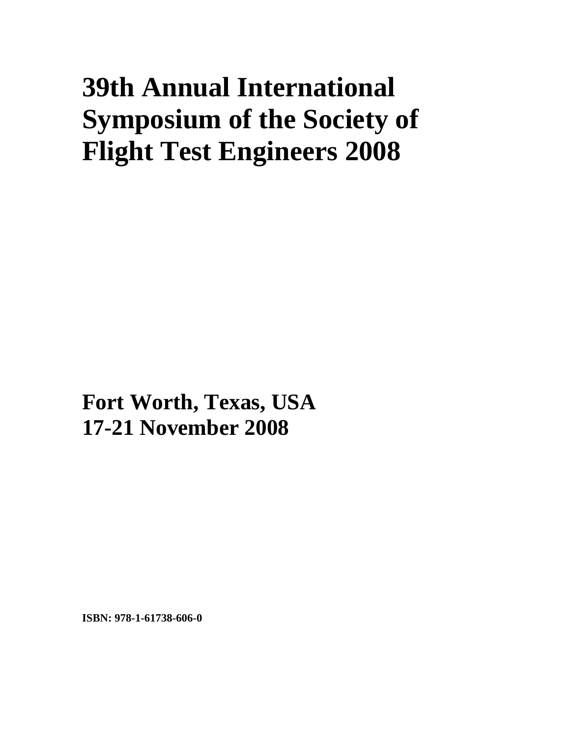# 39th Annual International Symposium of the Society of Flight Test Engineers 2008

**Fort Worth, Texas, USA**
**17-21 November 2008**

**ISBN: 978-1-61738-606-0**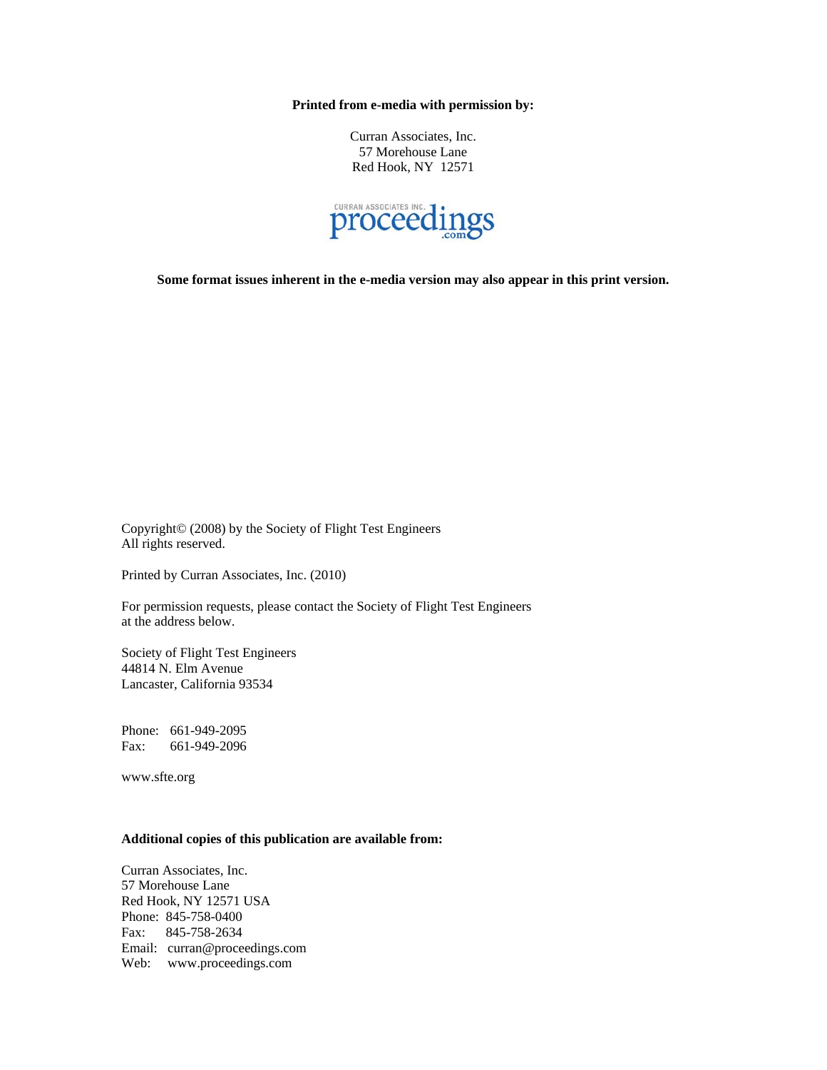**Printed from e-media with permission by:**

Curran Associates, Inc.
57 Morehouse Lane
Red Hook, NY 12571

CURRAN ASSOCIATES INC. proceedings .com

**Some format issues inherent in the e-media version may also appear in this print version.**

Copyright© (2008) by the Society of Flight Test Engineers
All rights reserved.

Printed by Curran Associates, Inc. (2010)

For permission requests, please contact the Society of Flight Test Engineers at the address below.

Society of Flight Test Engineers
44814 N. Elm Avenue
Lancaster, California 93534

Phone: 661-949-2095
Fax: 661-949-2096

www.sfte.org

**Additional copies of this publication are available from:**

Curran Associates, Inc.
57 Morehouse Lane
Red Hook, NY 12571 USA
Phone: 845-758-0400
Fax: 845-758-2634
Email: curran@proceedings.com
Web: www.proceedings.com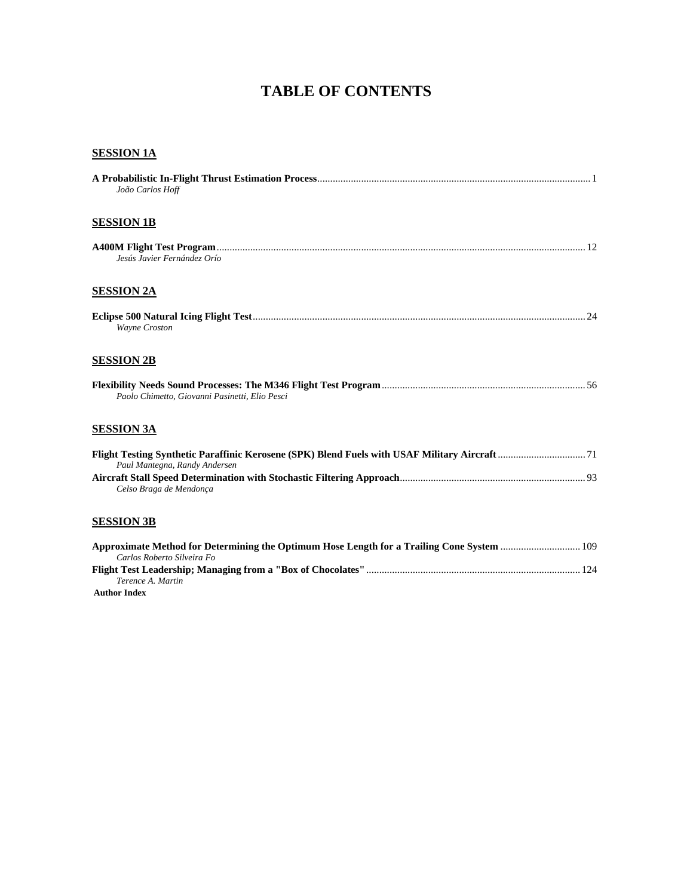# TABLE OF CONTENTS

## SESSION 1A

**A Probabilistic In-Flight Thrust Estimation Process** ........................................................ 1
*João Carlos Hoff*

## SESSION 1B

**A400M Flight Test Program** ........................................................ 12
*Jesús Javier Fernández Orío*

## SESSION 2A

**Eclipse 500 Natural Icing Flight Test** ........................................................ 24
*Wayne Croston*

## SESSION 2B

**Flexibility Needs Sound Processes: The M346 Flight Test Program** ........................................................ 56
*Paolo Chimetto, Giovanni Pasinetti, Elio Pesci*

## SESSION 3A

**Flight Testing Synthetic Paraffinic Kerosene (SPK) Blend Fuels with USAF Military Aircraft** ........................................................ 71
*Paul Mantegna, Randy Andersen*

**Aircraft Stall Speed Determination with Stochastic Filtering Approach** ........................................................ 93
*Celso Braga de Mendonça*

## SESSION 3B

**Approximate Method for Determining the Optimum Hose Length for a Trailing Cone System** ........................................................ 109
*Carlos Roberto Silveira Fo*

**Flight Test Leadership; Managing from a "Box of Chocolates"** ........................................................ 124
*Terence A. Martin*

**Author Index**